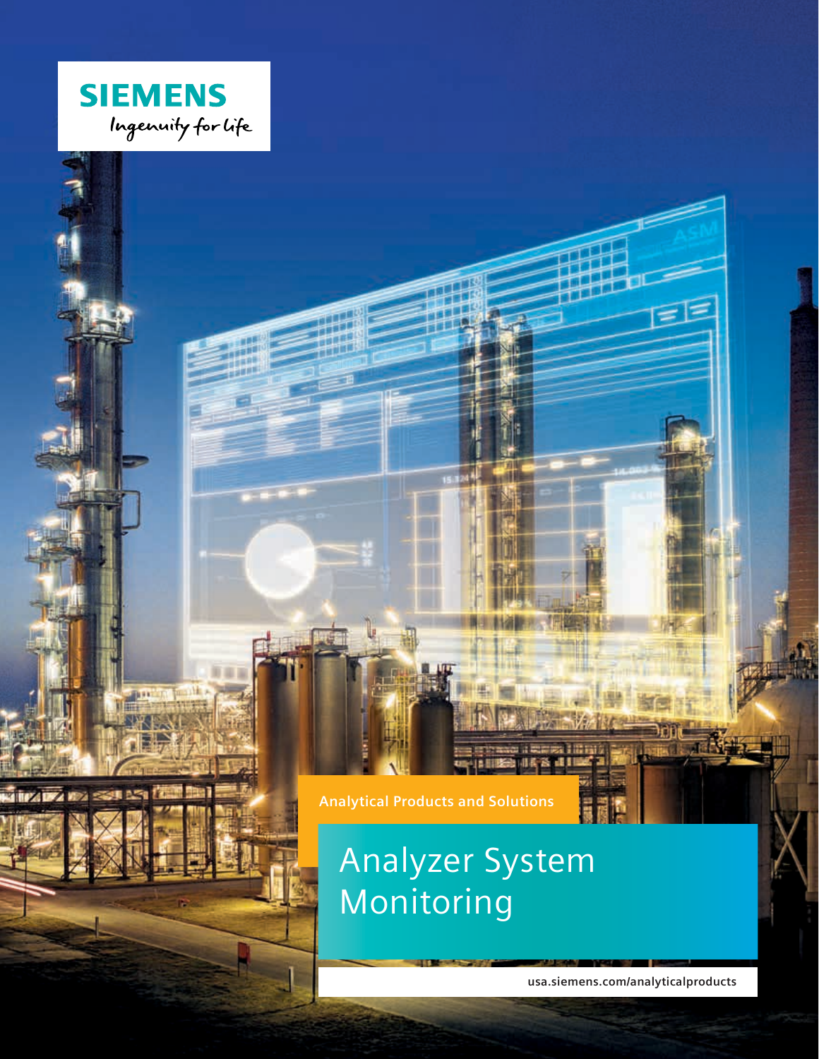SIEMENS

Ingenuity for life

Analytical Products and Solutions

# Analyzer System Monitoring

usa.siemens.com/analyticalproducts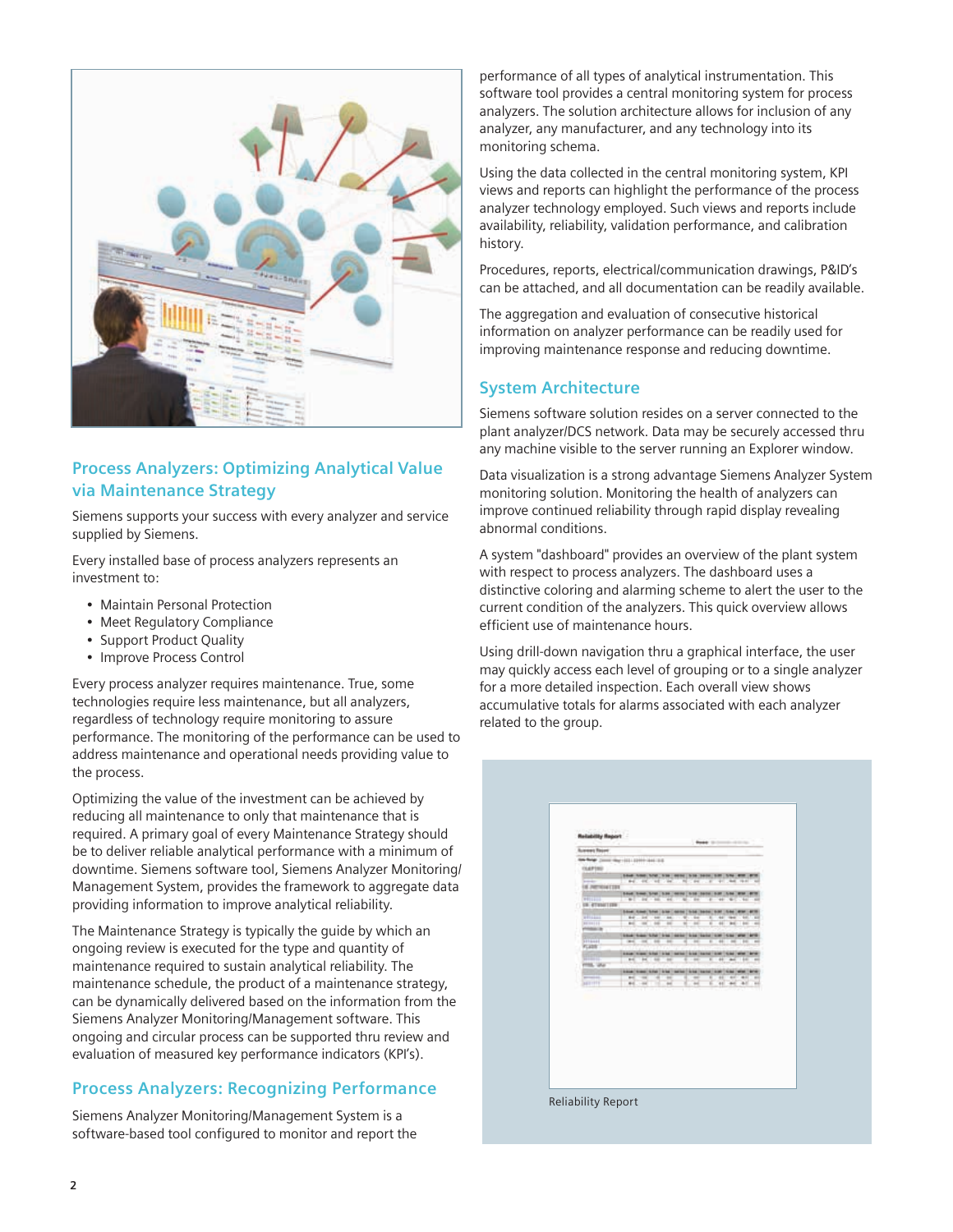## Process Analyzers: Optimizing Analytical Value via Maintenance Strategy

Siemens supports your success with every analyzer and service supplied by Siemens.

Every installed base of process analyzers represents an investment to:

- Maintain Personal Protection
- Meet Regulatory Compliance
- Support Product Quality
- Improve Process Control

Every process analyzer requires maintenance. True, some technologies require less maintenance, but all analyzers, regardless of technology require monitoring to assure performance. The monitoring of the performance can be used to address maintenance and operational needs providing value to the process.

Optimizing the value of the investment can be achieved by reducing all maintenance to only that maintenance that is required. A primary goal of every Maintenance Strategy should be to deliver reliable analytical performance with a minimum of downtime. Siemens software tool, Siemens Analyzer Monitoring/Management System, provides the framework to aggregate data providing information to improve analytical reliability.

The Maintenance Strategy is typically the guide by which an ongoing review is executed for the type and quantity of maintenance required to sustain analytical reliability. The maintenance schedule, the product of a maintenance strategy, can be dynamically delivered based on the information from the Siemens Analyzer Monitoring/Management software. This ongoing and circular process can be supported thru review and evaluation of measured key performance indicators (KPI's).

## Process Analyzers: Recognizing Performance

Siemens Analyzer Monitoring/Management System is a software-based tool configured to monitor and report the performance of all types of analytical instrumentation. This software tool provides a central monitoring system for process analyzers. The solution architecture allows for inclusion of any analyzer, any manufacturer, and any technology into its monitoring schema.

Using the data collected in the central monitoring system, KPI views and reports can highlight the performance of the process analyzer technology employed. Such views and reports include availability, reliability, validation performance, and calibration history.

Procedures, reports, electrical/communication drawings, P&ID's can be attached, and all documentation can be readily available.

The aggregation and evaluation of consecutive historical information on analyzer performance can be readily used for improving maintenance response and reducing downtime.

## System Architecture

Siemens software solution resides on a server connected to the plant analyzer/DCS network. Data may be securely accessed thru any machine visible to the server running an Explorer window.

Data visualization is a strong advantage Siemens Analyzer System monitoring solution. Monitoring the health of analyzers can improve continued reliability through rapid display revealing abnormal conditions.

A system "dashboard" provides an overview of the plant system with respect to process analyzers. The dashboard uses a distinctive coloring and alarming scheme to alert the user to the current condition of the analyzers. This quick overview allows efficient use of maintenance hours.

Using drill-down navigation thru a graphical interface, the user may quickly access each level of grouping or to a single analyzer for a more detailed inspection. Each overall view shows accumulative totals for alarms associated with each analyzer related to the group.

Reliability Report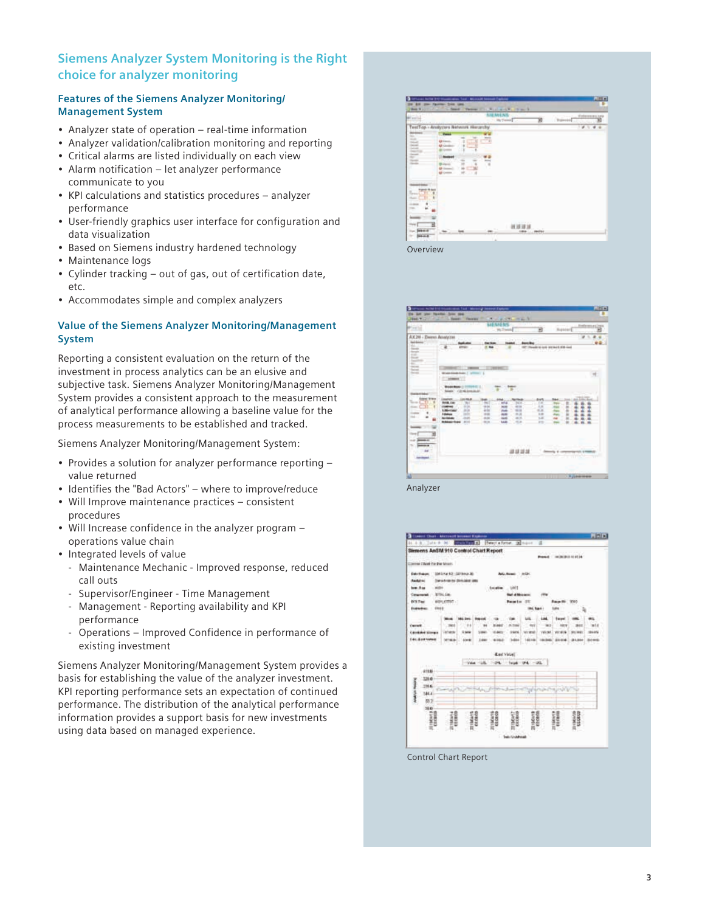## Siemens Analyzer System Monitoring is the Right choice for analyzer monitoring

### Features of the Siemens Analyzer Monitoring/ Management System

- Analyzer state of operation – real-time information
- Analyzer validation/calibration monitoring and reporting
- Critical alarms are listed individually on each view
- Alarm notification – let analyzer performance communicate to you
- KPI calculations and statistics procedures – analyzer performance
- User-friendly graphics user interface for configuration and data visualization
- Based on Siemens industry hardened technology
- Maintenance logs
- Cylinder tracking – out of gas, out of certification date, etc.
- Accommodates simple and complex analyzers

### Value of the Siemens Analyzer Monitoring/Management System

Reporting a consistent evaluation on the return of the investment in process analytics can be an elusive and subjective task. Siemens Analyzer Monitoring/Management System provides a consistent approach to the measurement of analytical performance allowing a baseline value for the process measurements to be established and tracked.

Siemens Analyzer Monitoring/Management System:

- Provides a solution for analyzer performance reporting – value returned
- Identifies the "Bad Actors" – where to improve/reduce
- Will Improve maintenance practices – consistent procedures
- Will Increase confidence in the analyzer program – operations value chain
- Integrated levels of value
  - Maintenance Mechanic - Improved response, reduced call outs
  - Supervisor/Engineer - Time Management
  - Management - Reporting availability and KPI performance
  - Operations – Improved Confidence in performance of existing investment

Siemens Analyzer Monitoring/Management System provides a basis for establishing the value of the analyzer investment. KPI reporting performance sets an expectation of continued performance. The distribution of the analytical performance information provides a support basis for new investments using data based on managed experience.

Overview

Analyzer

Control Chart Report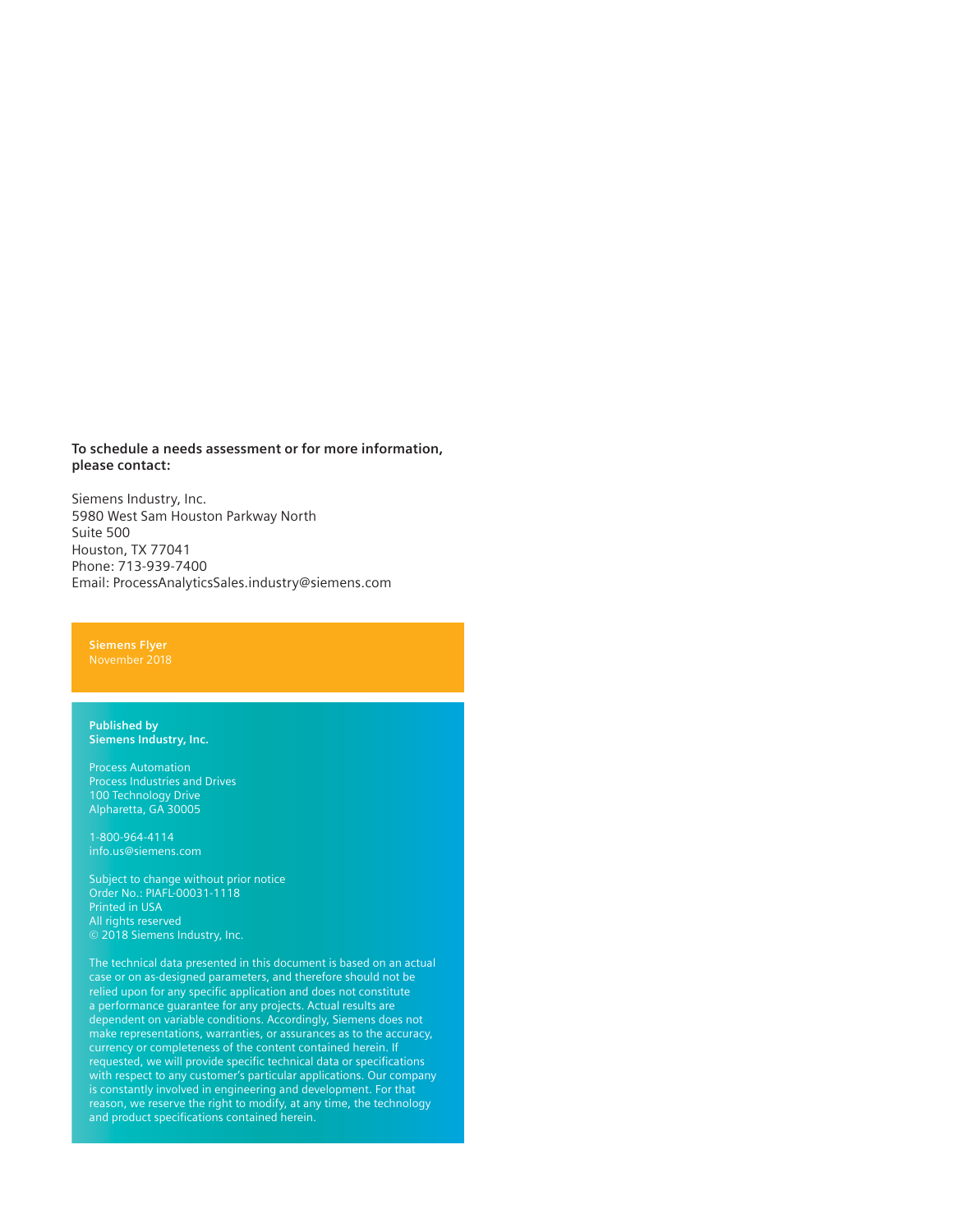**To schedule a needs assessment or for more information, please contact:**

Siemens Industry, Inc.
5980 West Sam Houston Parkway North
Suite 500
Houston, TX 77041
Phone: 713-939-7400
Email: ProcessAnalyticsSales.industry@siemens.com

**Siemens Flyer**
November 2018

**Published by**
**Siemens Industry, Inc.**

Process Automation
Process Industries and Drives
100 Technology Drive
Alpharetta, GA 30005

1-800-964-4114
info.us@siemens.com

Subject to change without prior notice
Order No.: PIAFL-00031-1118
Printed in USA
All rights reserved
© 2018 Siemens Industry, Inc.

The technical data presented in this document is based on an actual case or on as-designed parameters, and therefore should not be relied upon for any specific application and does not constitute a performance guarantee for any projects. Actual results are dependent on variable conditions. Accordingly, Siemens does not make representations, warranties, or assurances as to the accuracy, currency or completeness of the content contained herein. If requested, we will provide specific technical data or specifications with respect to any customer's particular applications. Our company is constantly involved in engineering and development. For that reason, we reserve the right to modify, at any time, the technology and product specifications contained herein.